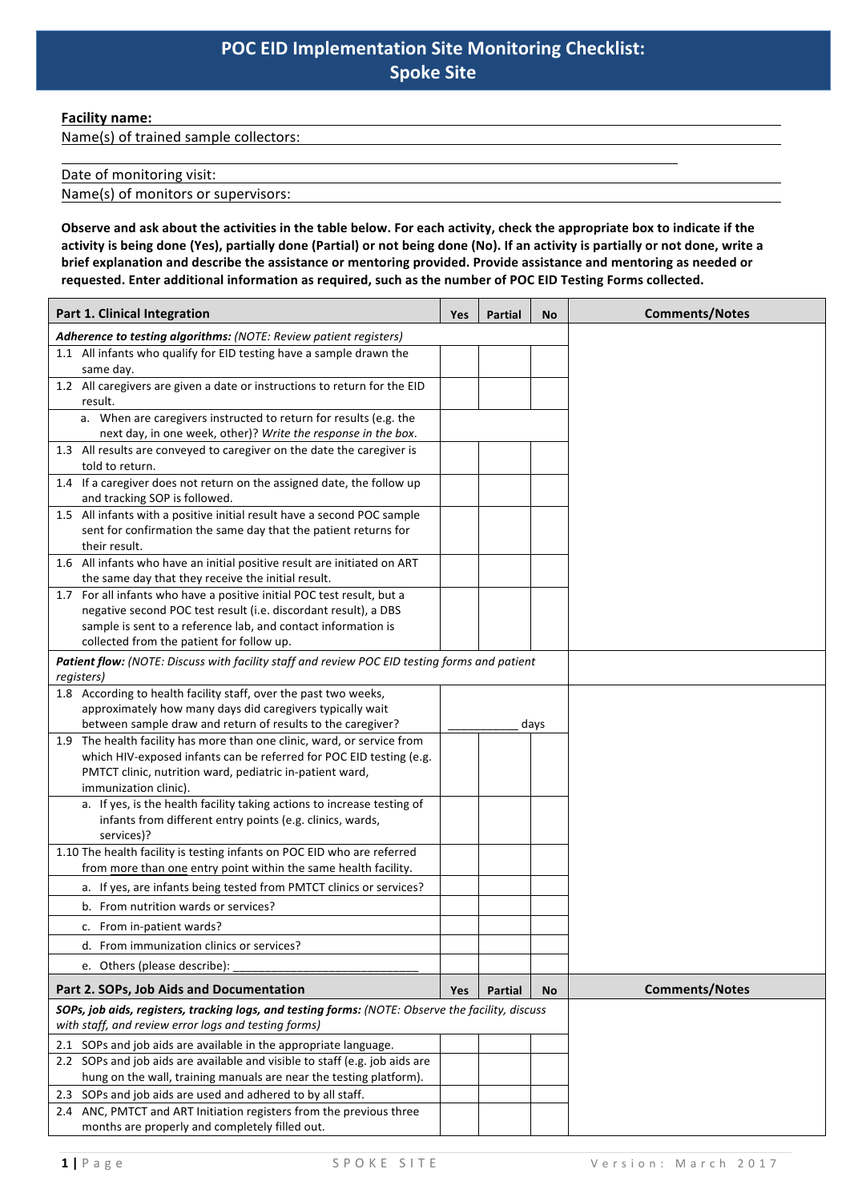# POC EID Implementation Site Monitoring Checklist: Spoke Site

**Facility name:**

Name(s) of trained sample collectors:

Date of monitoring visit:

Name(s) of monitors or supervisors:

**Observe and ask about the activities in the table below. For each activity, check the appropriate box to indicate if the activity is being done (Yes), partially done (Partial) or not being done (No). If an activity is partially or not done, write a brief explanation and describe the assistance or mentoring provided. Provide assistance and mentoring as needed or requested. Enter additional information as required, such as the number of POC EID Testing Forms collected.**

| **Part 1. Clinical Integration** | **Yes** | **Partial** | **No** | **Comments/Notes** |
|---|---|---|---|---|
| ***Adherence to testing algorithms:*** *(NOTE: Review patient registers)* | | | | |
| 1.1 All infants who qualify for EID testing have a sample drawn the same day. | | | | |
| 1.2 All caregivers are given a date or instructions to return for the EID result. | | | | |
| a. When are caregivers instructed to return for results (e.g. the next day, in one week, other)? *Write the response in the box.* | | | | |
| 1.3 All results are conveyed to caregiver on the date the caregiver is told to return. | | | | |
| 1.4 If a caregiver does not return on the assigned date, the follow up and tracking SOP is followed. | | | | |
| 1.5 All infants with a positive initial result have a second POC sample sent for confirmation the same day that the patient returns for their result. | | | | |
| 1.6 All infants who have an initial positive result are initiated on ART the same day that they receive the initial result. | | | | |
| 1.7 For all infants who have a positive initial POC test result, but a negative second POC test result (i.e. discordant result), a DBS sample is sent to a reference lab, and contact information is collected from the patient for follow up. | | | | |
| ***Patient flow:*** *(NOTE: Discuss with facility staff and review POC EID testing forms and patient registers)* | | | | |
| 1.8 According to health facility staff, over the past two weeks, approximately how many days did caregivers typically wait between sample draw and return of results to the caregiver? | __________ days | | | |
| 1.9 The health facility has more than one clinic, ward, or service from which HIV-exposed infants can be referred for POC EID testing (e.g. PMTCT clinic, nutrition ward, pediatric in-patient ward, immunization clinic). | | | | |
| a. If yes, is the health facility taking actions to increase testing of infants from different entry points (e.g. clinics, wards, services)? | | | | |
| 1.10 The health facility is testing infants on POC EID who are referred from more than one entry point within the same health facility. | | | | |
| a. If yes, are infants being tested from PMTCT clinics or services? | | | | |
| b. From nutrition wards or services? | | | | |
| c. From in-patient wards? | | | | |
| d. From immunization clinics or services? | | | | |
| e. Others (please describe): ____________________________ | | | | |

| **Part 2. SOPs, Job Aids and Documentation** | **Yes** | **Partial** | **No** | **Comments/Notes** |
|---|---|---|---|---|
| ***SOPs, job aids, registers, tracking logs, and testing forms:*** *(NOTE: Observe the facility, discuss with staff, and review error logs and testing forms)* | | | | |
| 2.1 SOPs and job aids are available in the appropriate language. | | | | |
| 2.2 SOPs and job aids are available and visible to staff (e.g. job aids are hung on the wall, training manuals are near the testing platform). | | | | |
| 2.3 SOPs and job aids are used and adhered to by all staff. | | | | |
| 2.4 ANC, PMTCT and ART Initiation registers from the previous three months are properly and completely filled out. | | | | |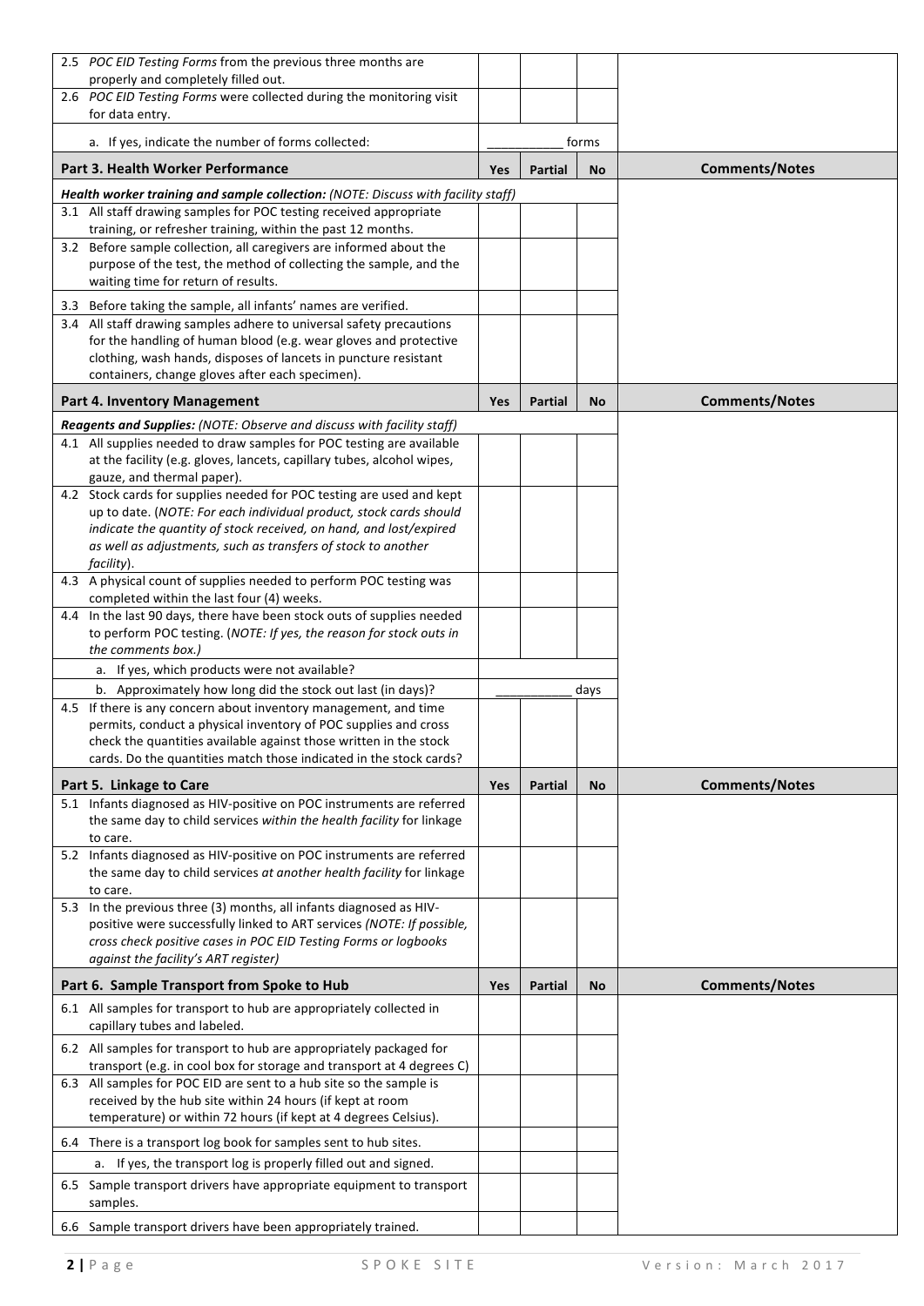| | Yes | Partial | No | Comments/Notes |
|---|---|---|---|---|
| 2.5 *POC EID Testing Forms* from the previous three months are properly and completely filled out. | | | | |
| 2.6 *POC EID Testing Forms* were collected during the monitoring visit for data entry. | | | | |
| a. If yes, indicate the number of forms collected: | ___________ forms | | | |

| **Part 3. Health Worker Performance** | **Yes** | **Partial** | **No** | **Comments/Notes** |
|---|---|---|---|---|
| ***Health worker training and sample collection:*** *(NOTE: Discuss with facility staff)* | | | | |
| 3.1 All staff drawing samples for POC testing received appropriate training, or refresher training, within the past 12 months. | | | | |
| 3.2 Before sample collection, all caregivers are informed about the purpose of the test, the method of collecting the sample, and the waiting time for return of results. | | | | |
| 3.3 Before taking the sample, all infants' names are verified. | | | | |
| 3.4 All staff drawing samples adhere to universal safety precautions for the handling of human blood (e.g. wear gloves and protective clothing, wash hands, disposes of lancets in puncture resistant containers, change gloves after each specimen). | | | | |

| **Part 4. Inventory Management** | **Yes** | **Partial** | **No** | **Comments/Notes** |
|---|---|---|---|---|
| ***Reagents and Supplies:*** *(NOTE: Observe and discuss with facility staff)* | | | | |
| 4.1 All supplies needed to draw samples for POC testing are available at the facility (e.g. gloves, lancets, capillary tubes, alcohol wipes, gauze, and thermal paper). | | | | |
| 4.2 Stock cards for supplies needed for POC testing are used and kept up to date. (*NOTE: For each individual product, stock cards should indicate the quantity of stock received, on hand, and lost/expired as well as adjustments, such as transfers of stock to another facility*). | | | | |
| 4.3 A physical count of supplies needed to perform POC testing was completed within the last four (4) weeks. | | | | |
| 4.4 In the last 90 days, there have been stock outs of supplies needed to perform POC testing. (*NOTE: If yes, the reason for stock outs in the comments box.)* | | | | |
| a. If yes, which products were not available? | | | | |
| b. Approximately how long did the stock out last (in days)? | ___________ days | | | |
| 4.5 If there is any concern about inventory management, and time permits, conduct a physical inventory of POC supplies and cross check the quantities available against those written in the stock cards. Do the quantities match those indicated in the stock cards? | | | | |

| **Part 5. Linkage to Care** | **Yes** | **Partial** | **No** | **Comments/Notes** |
|---|---|---|---|---|
| 5.1 Infants diagnosed as HIV-positive on POC instruments are referred the same day to child services *within the health facility* for linkage to care. | | | | |
| 5.2 Infants diagnosed as HIV-positive on POC instruments are referred the same day to child services *at another health facility* for linkage to care. | | | | |
| 5.3 In the previous three (3) months, all infants diagnosed as HIV-positive were successfully linked to ART services *(NOTE: If possible, cross check positive cases in POC EID Testing Forms or logbooks against the facility's ART register)* | | | | |

| **Part 6. Sample Transport from Spoke to Hub** | **Yes** | **Partial** | **No** | **Comments/Notes** |
|---|---|---|---|---|
| 6.1 All samples for transport to hub are appropriately collected in capillary tubes and labeled. | | | | |
| 6.2 All samples for transport to hub are appropriately packaged for transport (e.g. in cool box for storage and transport at 4 degrees C) | | | | |
| 6.3 All samples for POC EID are sent to a hub site so the sample is received by the hub site within 24 hours (if kept at room temperature) or within 72 hours (if kept at 4 degrees Celsius). | | | | |
| 6.4 There is a transport log book for samples sent to hub sites. | | | | |
| a. If yes, the transport log is properly filled out and signed. | | | | |
| 6.5 Sample transport drivers have appropriate equipment to transport samples. | | | | |
| 6.6 Sample transport drivers have been appropriately trained. | | | | |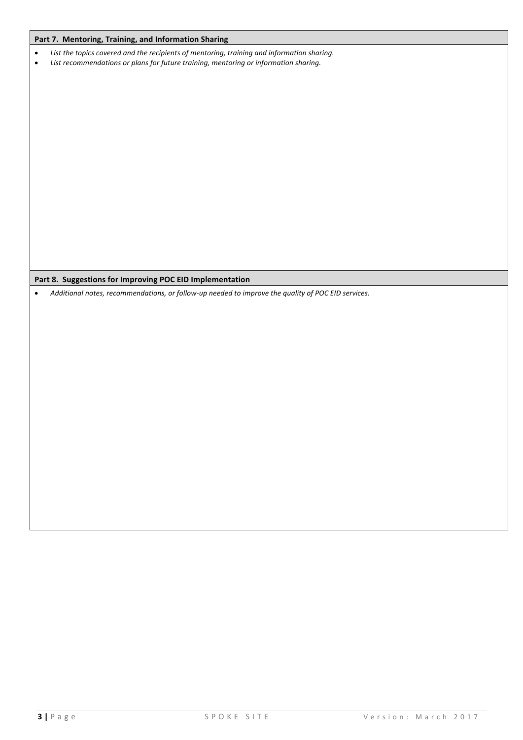## Part 7. Mentoring, Training, and Information Sharing

- *List the topics covered and the recipients of mentoring, training and information sharing.*
- *List recommendations or plans for future training, mentoring or information sharing.*

## Part 8. Suggestions for Improving POC EID Implementation

- *Additional notes, recommendations, or follow-up needed to improve the quality of POC EID services.*